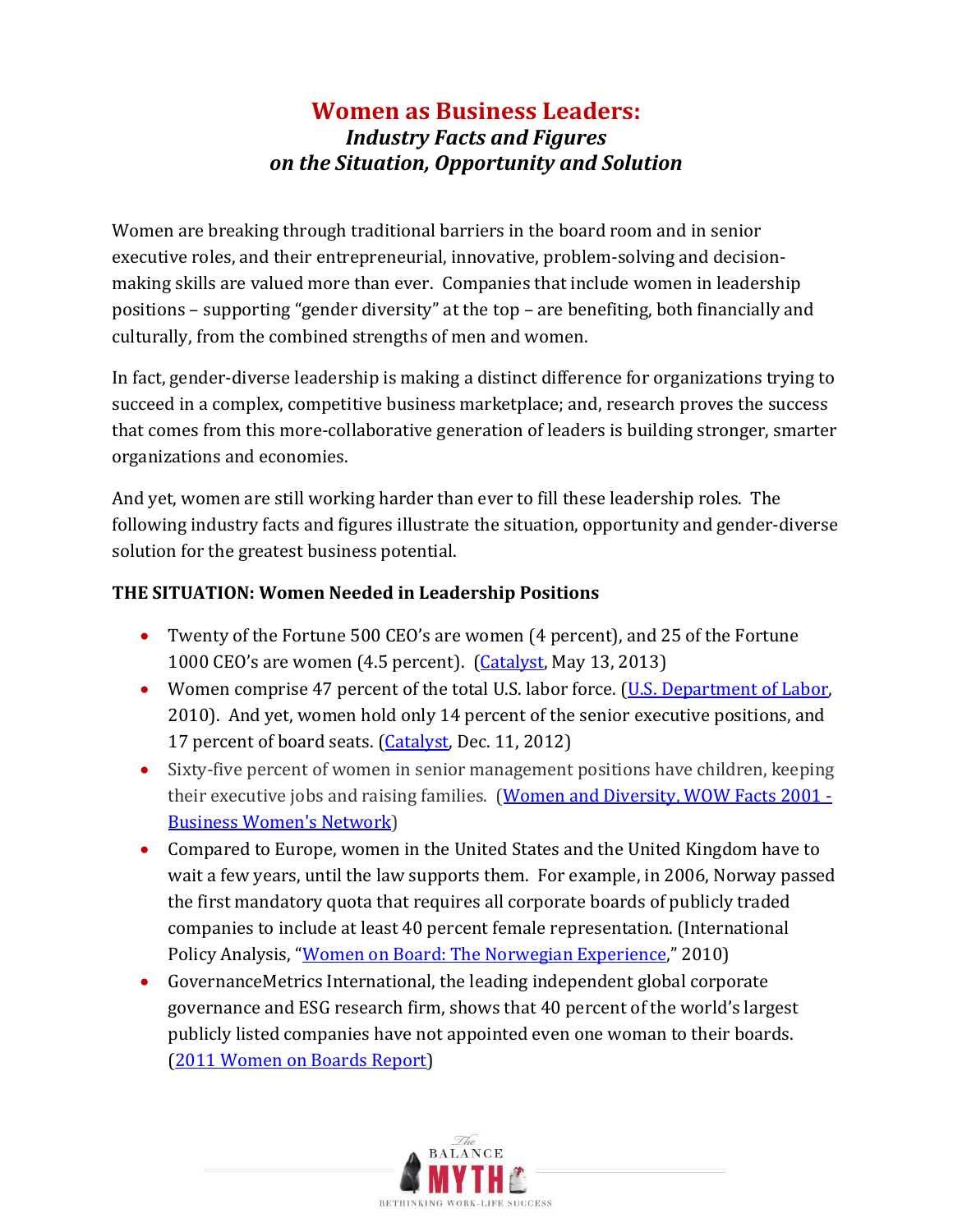// Women as Business Leaders: Industry Facts and Figures on the Situation, Opportunity and Solution

# Women as Business Leaders:
## *Industry Facts and Figures on the Situation, Opportunity and Solution*

Women are breaking through traditional barriers in the board room and in senior executive roles, and their entrepreneurial, innovative, problem-solving and decision-making skills are valued more than ever. Companies that include women in leadership positions – supporting "gender diversity" at the top – are benefiting, both financially and culturally, from the combined strengths of men and women.

In fact, gender-diverse leadership is making a distinct difference for organizations trying to succeed in a complex, competitive business marketplace; and, research proves the success that comes from this more-collaborative generation of leaders is building stronger, smarter organizations and economies.

And yet, women are still working harder than ever to fill these leadership roles. The following industry facts and figures illustrate the situation, opportunity and gender-diverse solution for the greatest business potential.

**THE SITUATION: Women Needed in Leadership Positions**

- Twenty of the Fortune 500 CEO's are women (4 percent), and 25 of the Fortune 1000 CEO's are women (4.5 percent). (Catalyst, May 13, 2013)
- Women comprise 47 percent of the total U.S. labor force. (U.S. Department of Labor, 2010). And yet, women hold only 14 percent of the senior executive positions, and 17 percent of board seats. (Catalyst, Dec. 11, 2012)
- Sixty-five percent of women in senior management positions have children, keeping their executive jobs and raising families. (Women and Diversity, WOW Facts 2001 - Business Women's Network)
- Compared to Europe, women in the United States and the United Kingdom have to wait a few years, until the law supports them. For example, in 2006, Norway passed the first mandatory quota that requires all corporate boards of publicly traded companies to include at least 40 percent female representation. (International Policy Analysis, "Women on Board: The Norwegian Experience," 2010)
- GovernanceMetrics International, the leading independent global corporate governance and ESG research firm, shows that 40 percent of the world's largest publicly listed companies have not appointed even one woman to their boards. (2011 Women on Boards Report)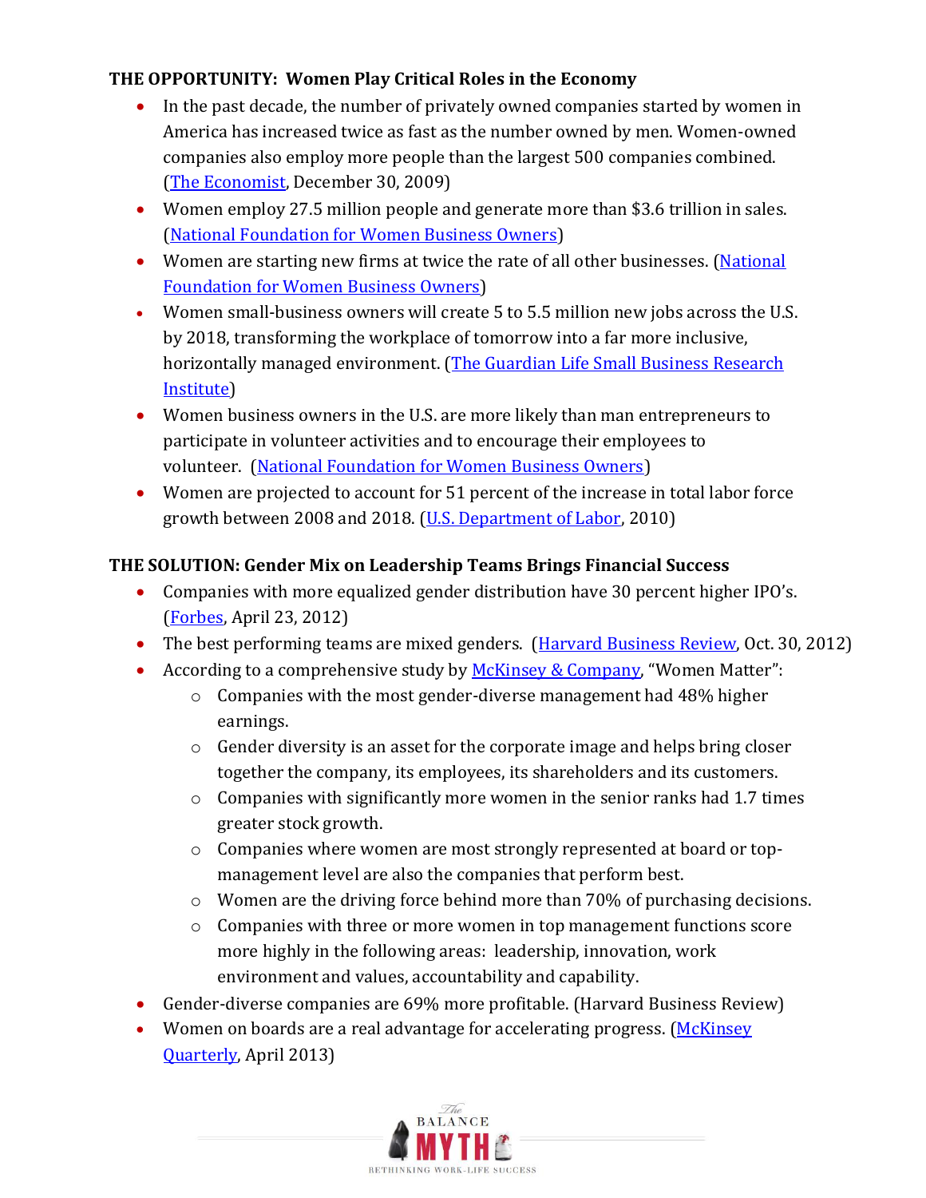**THE OPPORTUNITY: Women Play Critical Roles in the Economy**

- In the past decade, the number of privately owned companies started by women in America has increased twice as fast as the number owned by men. Women-owned companies also employ more people than the largest 500 companies combined. (The Economist, December 30, 2009)
- Women employ 27.5 million people and generate more than $3.6 trillion in sales. (National Foundation for Women Business Owners)
- Women are starting new firms at twice the rate of all other businesses. (National Foundation for Women Business Owners)
- Women small-business owners will create 5 to 5.5 million new jobs across the U.S. by 2018, transforming the workplace of tomorrow into a far more inclusive, horizontally managed environment. (The Guardian Life Small Business Research Institute)
- Women business owners in the U.S. are more likely than man entrepreneurs to participate in volunteer activities and to encourage their employees to volunteer. (National Foundation for Women Business Owners)
- Women are projected to account for 51 percent of the increase in total labor force growth between 2008 and 2018. (U.S. Department of Labor, 2010)

**THE SOLUTION: Gender Mix on Leadership Teams Brings Financial Success**

- Companies with more equalized gender distribution have 30 percent higher IPO's. (Forbes, April 23, 2012)
- The best performing teams are mixed genders. (Harvard Business Review, Oct. 30, 2012)
- According to a comprehensive study by McKinsey & Company, "Women Matter":
  - Companies with the most gender-diverse management had 48% higher earnings.
  - Gender diversity is an asset for the corporate image and helps bring closer together the company, its employees, its shareholders and its customers.
  - Companies with significantly more women in the senior ranks had 1.7 times greater stock growth.
  - Companies where women are most strongly represented at board or top-management level are also the companies that perform best.
  - Women are the driving force behind more than 70% of purchasing decisions.
  - Companies with three or more women in top management functions score more highly in the following areas: leadership, innovation, work environment and values, accountability and capability.
- Gender-diverse companies are 69% more profitable. (Harvard Business Review)
- Women on boards are a real advantage for accelerating progress. (McKinsey Quarterly, April 2013)